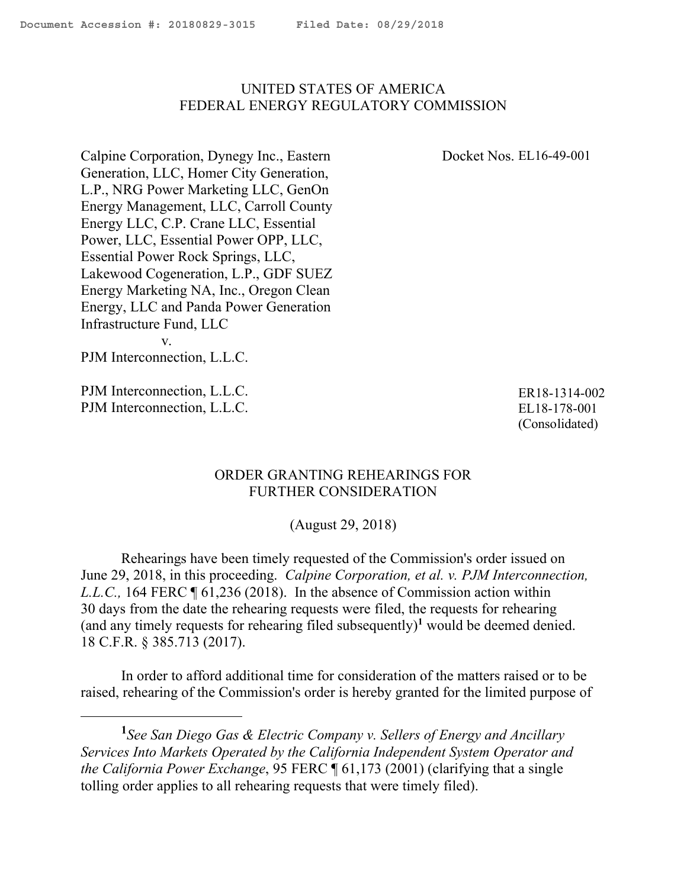Document Accession #: 20180829-3015 Filed Date: 08/29/2018

UNITED STATES OF AMERICA
FEDERAL ENERGY REGULATORY COMMISSION

| | |
|---|---|
| Calpine Corporation, Dynegy Inc., Eastern Generation, LLC, Homer City Generation, L.P., NRG Power Marketing LLC, GenOn Energy Management, LLC, Carroll County Energy LLC, C.P. Crane LLC, Essential Power, LLC, Essential Power OPP, LLC, Essential Power Rock Springs, LLC, Lakewood Cogeneration, L.P., GDF SUEZ Energy Marketing NA, Inc., Oregon Clean Energy, LLC and Panda Power Generation Infrastructure Fund, LLC v. PJM Interconnection, L.L.C. | Docket Nos. EL16-49-001 |
| PJM Interconnection, L.L.C. | ER18-1314-002 |
| PJM Interconnection, L.L.C. | EL18-178-001 (Consolidated) |

ORDER GRANTING REHEARINGS FOR FURTHER CONSIDERATION

(August 29, 2018)

Rehearings have been timely requested of the Commission's order issued on June 29, 2018, in this proceeding. *Calpine Corporation, et al. v. PJM Interconnection, L.L.C.,* 164 FERC ¶ 61,236 (2018). In the absence of Commission action within 30 days from the date the rehearing requests were filed, the requests for rehearing (and any timely requests for rehearing filed subsequently)[1] would be deemed denied. 18 C.F.R. § 385.713 (2017).

In order to afford additional time for consideration of the matters raised or to be raised, rehearing of the Commission's order is hereby granted for the limited purpose of

---

[1] *See San Diego Gas & Electric Company v. Sellers of Energy and Ancillary Services Into Markets Operated by the California Independent System Operator and the California Power Exchange*, 95 FERC ¶ 61,173 (2001) (clarifying that a single tolling order applies to all rehearing requests that were timely filed).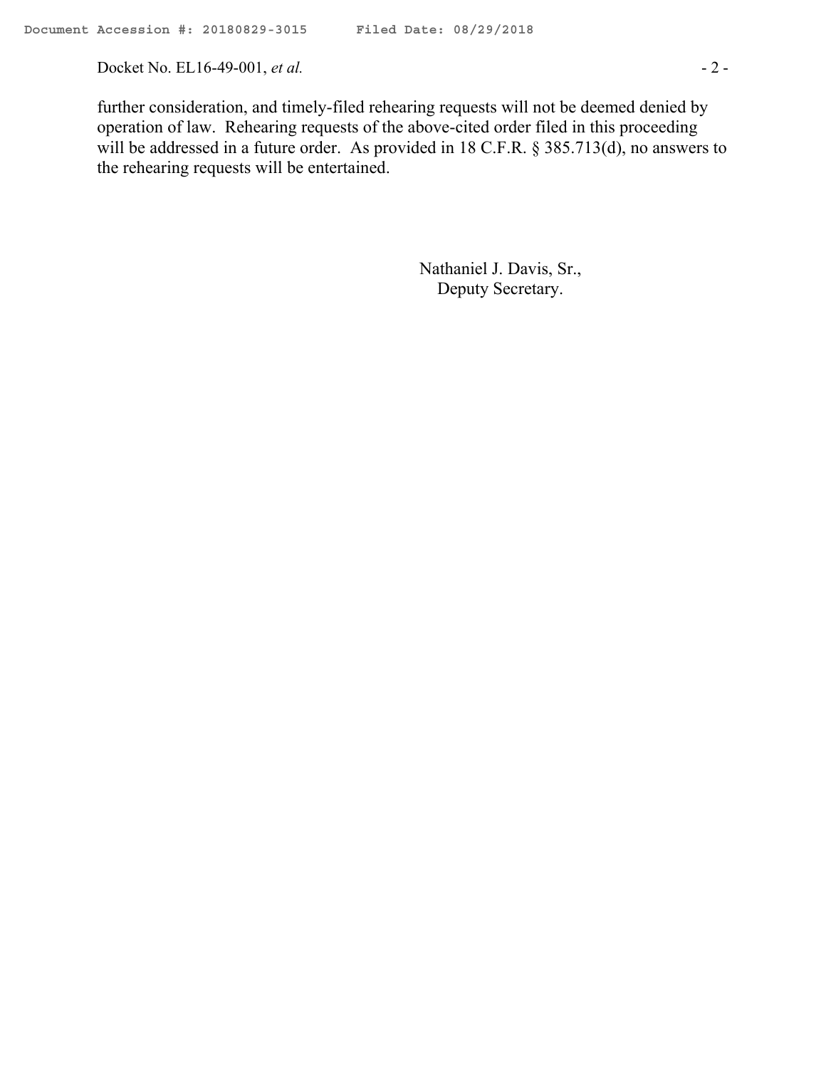further consideration, and timely-filed rehearing requests will not be deemed denied by operation of law. Rehearing requests of the above-cited order filed in this proceeding will be addressed in a future order. As provided in 18 C.F.R. § 385.713(d), no answers to the rehearing requests will be entertained.

Nathaniel J. Davis, Sr.,
Deputy Secretary.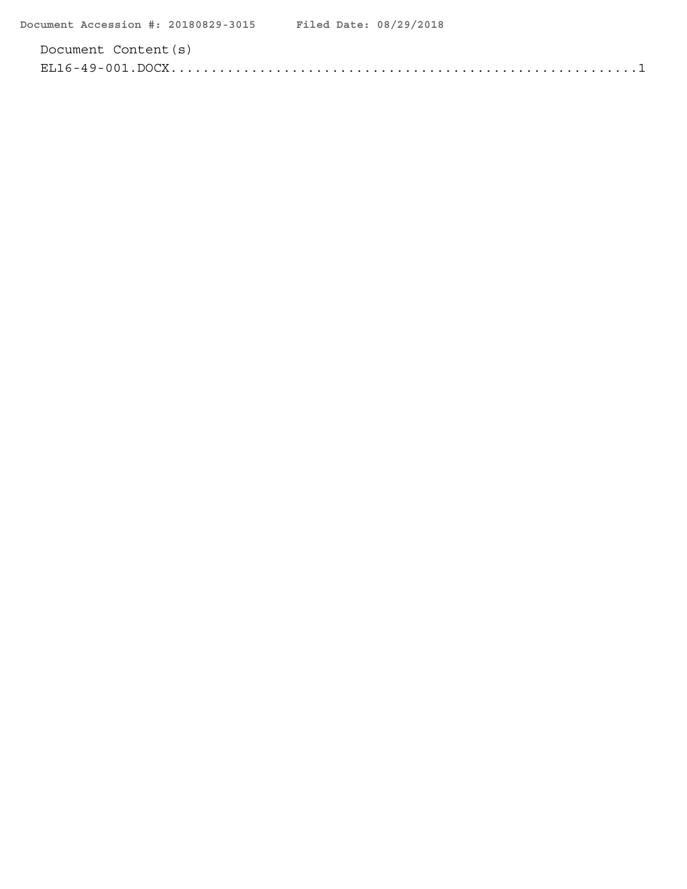Document Accession #: 20180829-3015      Filed Date: 08/29/2018

Document Content(s)

EL16-49-001.DOCX.................................................1